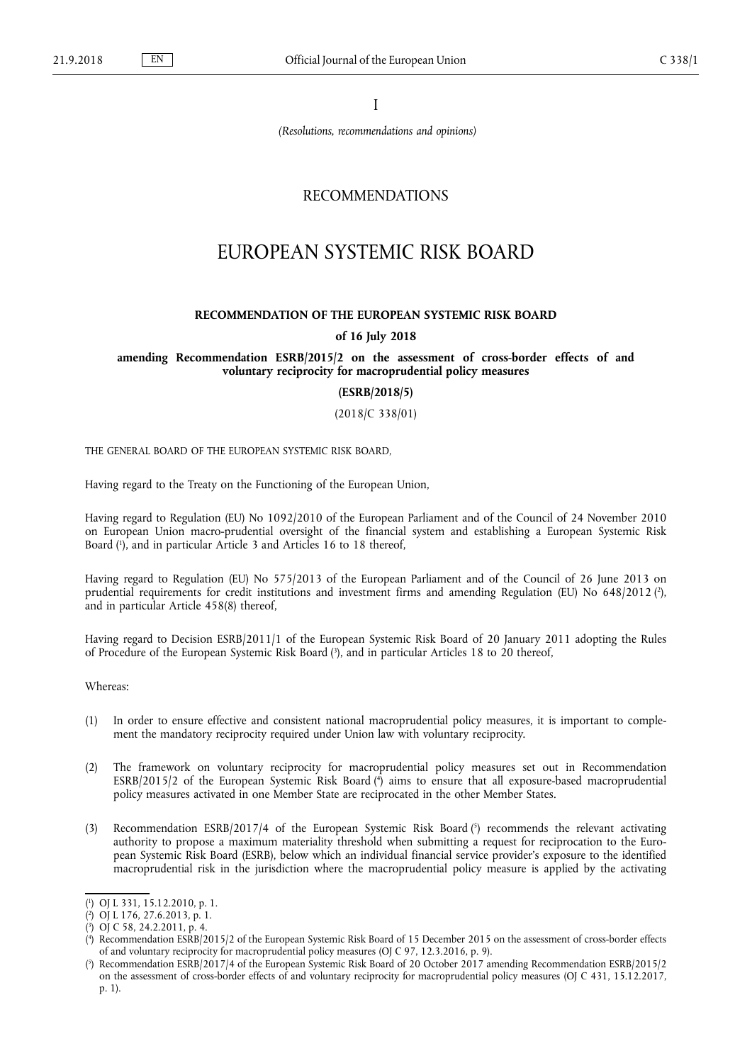I

*(Resolutions, recommendations and opinions)*

# RECOMMENDATIONS

# EUROPEAN SYSTEMIC RISK BOARD

## RECOMMENDATION OF THE EUROPEAN SYSTEMIC RISK BOARD

**of 16 July 2018**

**amending Recommendation ESRB/2015/2 on the assessment of cross-border effects of and voluntary reciprocity for macroprudential policy measures**

**(ESRB/2018/5)**

(2018/C 338/01)

THE GENERAL BOARD OF THE EUROPEAN SYSTEMIC RISK BOARD,

Having regard to the Treaty on the Functioning of the European Union,

Having regard to Regulation (EU) No 1092/2010 of the European Parliament and of the Council of 24 November 2010 on European Union macro-prudential oversight of the financial system and establishing a European Systemic Risk Board ([1]), and in particular Article 3 and Articles 16 to 18 thereof,

Having regard to Regulation (EU) No 575/2013 of the European Parliament and of the Council of 26 June 2013 on prudential requirements for credit institutions and investment firms and amending Regulation (EU) No 648/2012 ([2]), and in particular Article 458(8) thereof,

Having regard to Decision ESRB/2011/1 of the European Systemic Risk Board of 20 January 2011 adopting the Rules of Procedure of the European Systemic Risk Board ([3]), and in particular Articles 18 to 20 thereof,

Whereas:

(1) In order to ensure effective and consistent national macroprudential policy measures, it is important to complement the mandatory reciprocity required under Union law with voluntary reciprocity.

(2) The framework on voluntary reciprocity for macroprudential policy measures set out in Recommendation ESRB/2015/2 of the European Systemic Risk Board ([4]) aims to ensure that all exposure-based macroprudential policy measures activated in one Member State are reciprocated in the other Member States.

(3) Recommendation ESRB/2017/4 of the European Systemic Risk Board ([5]) recommends the relevant activating authority to propose a maximum materiality threshold when submitting a request for reciprocation to the European Systemic Risk Board (ESRB), below which an individual financial service provider's exposure to the identified macroprudential risk in the jurisdiction where the macroprudential policy measure is applied by the activating

---

([1]) OJ L 331, 15.12.2010, p. 1.

([2]) OJ L 176, 27.6.2013, p. 1.

([3]) OJ C 58, 24.2.2011, p. 4.

([4]) Recommendation ESRB/2015/2 of the European Systemic Risk Board of 15 December 2015 on the assessment of cross-border effects of and voluntary reciprocity for macroprudential policy measures (OJ C 97, 12.3.2016, p. 9).

([5]) Recommendation ESRB/2017/4 of the European Systemic Risk Board of 20 October 2017 amending Recommendation ESRB/2015/2 on the assessment of cross-border effects of and voluntary reciprocity for macroprudential policy measures (OJ C 431, 15.12.2017, p. 1).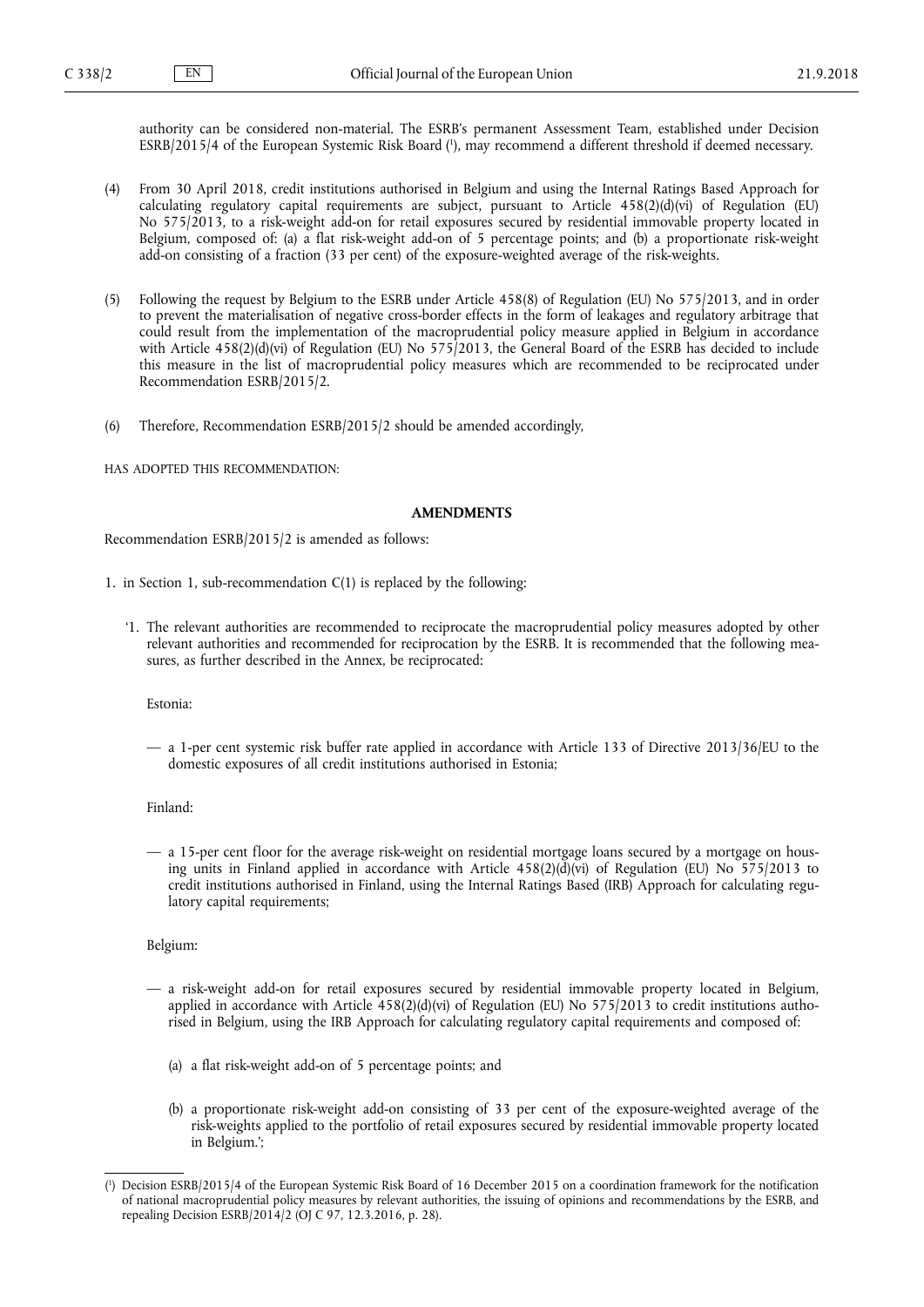authority can be considered non-material. The ESRB's permanent Assessment Team, established under Decision ESRB/2015/4 of the European Systemic Risk Board [1], may recommend a different threshold if deemed necessary.

(4) From 30 April 2018, credit institutions authorised in Belgium and using the Internal Ratings Based Approach for calculating regulatory capital requirements are subject, pursuant to Article 458(2)(d)(vi) of Regulation (EU) No 575/2013, to a risk-weight add-on for retail exposures secured by residential immovable property located in Belgium, composed of: (a) a flat risk-weight add-on of 5 percentage points; and (b) a proportionate risk-weight add-on consisting of a fraction (33 per cent) of the exposure-weighted average of the risk-weights.

(5) Following the request by Belgium to the ESRB under Article 458(8) of Regulation (EU) No 575/2013, and in order to prevent the materialisation of negative cross-border effects in the form of leakages and regulatory arbitrage that could result from the implementation of the macroprudential policy measure applied in Belgium in accordance with Article 458(2)(d)(vi) of Regulation (EU) No 575/2013, the General Board of the ESRB has decided to include this measure in the list of macroprudential policy measures which are recommended to be reciprocated under Recommendation ESRB/2015/2.

(6) Therefore, Recommendation ESRB/2015/2 should be amended accordingly,

HAS ADOPTED THIS RECOMMENDATION:

## AMENDMENTS

Recommendation ESRB/2015/2 is amended as follows:

1. in Section 1, sub-recommendation C(1) is replaced by the following:

 '1. The relevant authorities are recommended to reciprocate the macroprudential policy measures adopted by other relevant authorities and recommended for reciprocation by the ESRB. It is recommended that the following measures, as further described in the Annex, be reciprocated:

 Estonia:

 — a 1-per cent systemic risk buffer rate applied in accordance with Article 133 of Directive 2013/36/EU to the domestic exposures of all credit institutions authorised in Estonia;

 Finland:

 — a 15-per cent floor for the average risk-weight on residential mortgage loans secured by a mortgage on housing units in Finland applied in accordance with Article 458(2)(d)(vi) of Regulation (EU) No 575/2013 to credit institutions authorised in Finland, using the Internal Ratings Based (IRB) Approach for calculating regulatory capital requirements;

 Belgium:

 — a risk-weight add-on for retail exposures secured by residential immovable property located in Belgium, applied in accordance with Article 458(2)(d)(vi) of Regulation (EU) No 575/2013 to credit institutions authorised in Belgium, using the IRB Approach for calculating regulatory capital requirements and composed of:

 (a) a flat risk-weight add-on of 5 percentage points; and

 (b) a proportionate risk-weight add-on consisting of 33 per cent of the exposure-weighted average of the risk-weights applied to the portfolio of retail exposures secured by residential immovable property located in Belgium.';

---

[1] Decision ESRB/2015/4 of the European Systemic Risk Board of 16 December 2015 on a coordination framework for the notification of national macroprudential policy measures by relevant authorities, the issuing of opinions and recommendations by the ESRB, and repealing Decision ESRB/2014/2 (OJ C 97, 12.3.2016, p. 28).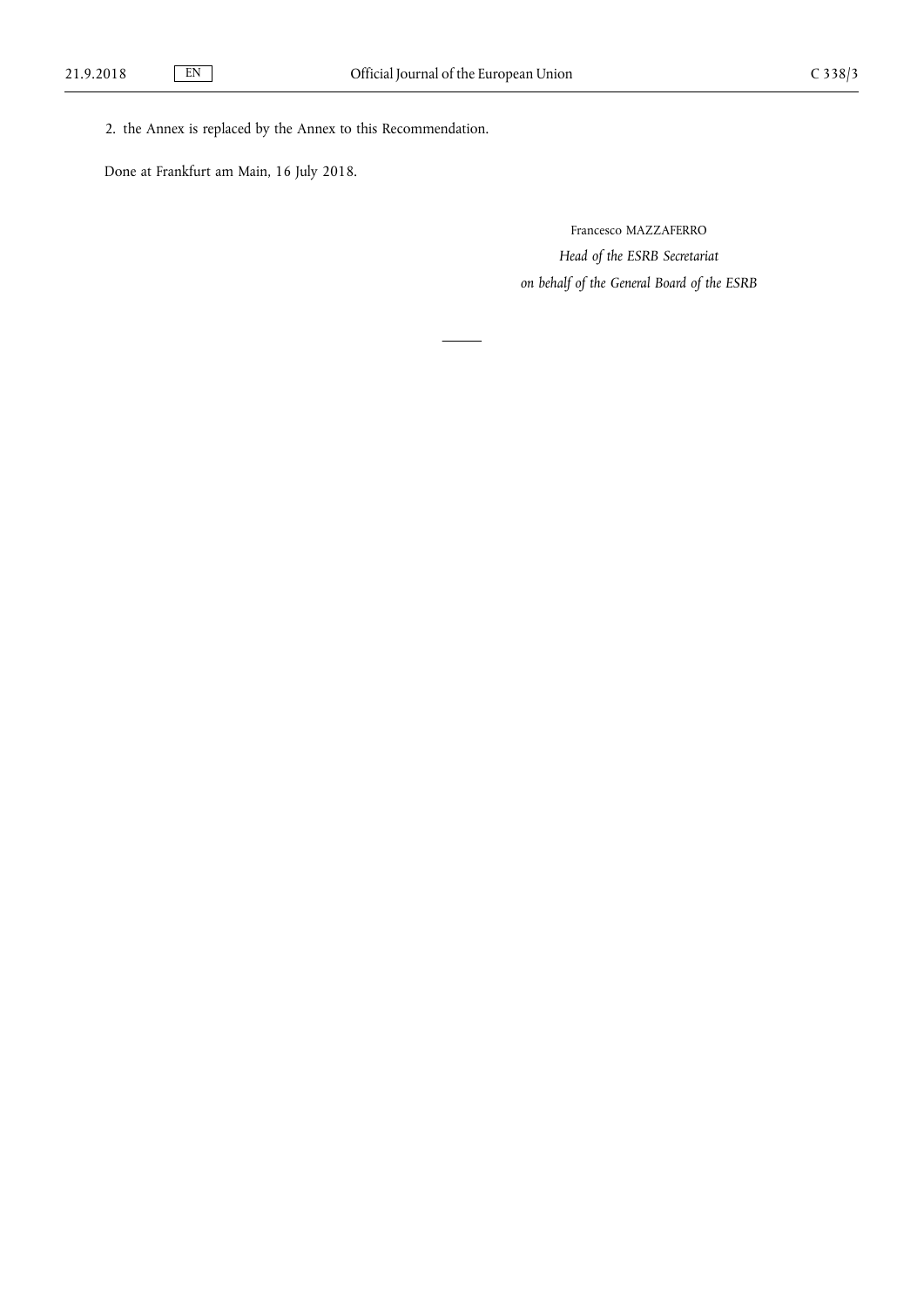2. the Annex is replaced by the Annex to this Recommendation.

Done at Frankfurt am Main, 16 July 2018.

Francesco MAZZAFERRO

*Head of the ESRB Secretariat*

*on behalf of the General Board of the ESRB*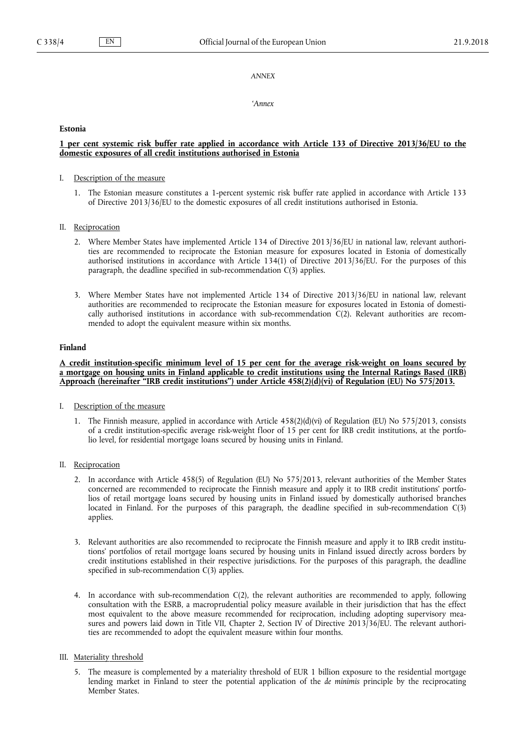*ANNEX*

*'Annex*

**Estonia**

**1 per cent systemic risk buffer rate applied in accordance with Article 133 of Directive 2013/36/EU to the domestic exposures of all credit institutions authorised in Estonia**

I. Description of the measure

1. The Estonian measure constitutes a 1-percent systemic risk buffer rate applied in accordance with Article 133 of Directive 2013/36/EU to the domestic exposures of all credit institutions authorised in Estonia.

II. Reciprocation

2. Where Member States have implemented Article 134 of Directive 2013/36/EU in national law, relevant authorities are recommended to reciprocate the Estonian measure for exposures located in Estonia of domestically authorised institutions in accordance with Article 134(1) of Directive 2013/36/EU. For the purposes of this paragraph, the deadline specified in sub-recommendation C(3) applies.

3. Where Member States have not implemented Article 134 of Directive 2013/36/EU in national law, relevant authorities are recommended to reciprocate the Estonian measure for exposures located in Estonia of domestically authorised institutions in accordance with sub-recommendation C(2). Relevant authorities are recommended to adopt the equivalent measure within six months.

**Finland**

**A credit institution-specific minimum level of 15 per cent for the average risk-weight on loans secured by a mortgage on housing units in Finland applicable to credit institutions using the Internal Ratings Based (IRB) Approach (hereinafter "IRB credit institutions") under Article 458(2)(d)(vi) of Regulation (EU) No 575/2013.**

I. Description of the measure

1. The Finnish measure, applied in accordance with Article 458(2)(d)(vi) of Regulation (EU) No 575/2013, consists of a credit institution-specific average risk-weight floor of 15 per cent for IRB credit institutions, at the portfolio level, for residential mortgage loans secured by housing units in Finland.

II. Reciprocation

2. In accordance with Article 458(5) of Regulation (EU) No 575/2013, relevant authorities of the Member States concerned are recommended to reciprocate the Finnish measure and apply it to IRB credit institutions' portfolios of retail mortgage loans secured by housing units in Finland issued by domestically authorised branches located in Finland. For the purposes of this paragraph, the deadline specified in sub-recommendation C(3) applies.

3. Relevant authorities are also recommended to reciprocate the Finnish measure and apply it to IRB credit institutions' portfolios of retail mortgage loans secured by housing units in Finland issued directly across borders by credit institutions established in their respective jurisdictions. For the purposes of this paragraph, the deadline specified in sub-recommendation C(3) applies.

4. In accordance with sub-recommendation C(2), the relevant authorities are recommended to apply, following consultation with the ESRB, a macroprudential policy measure available in their jurisdiction that has the effect most equivalent to the above measure recommended for reciprocation, including adopting supervisory measures and powers laid down in Title VII, Chapter 2, Section IV of Directive 2013/36/EU. The relevant authorities are recommended to adopt the equivalent measure within four months.

III. Materiality threshold

5. The measure is complemented by a materiality threshold of EUR 1 billion exposure to the residential mortgage lending market in Finland to steer the potential application of the *de minimis* principle by the reciprocating Member States.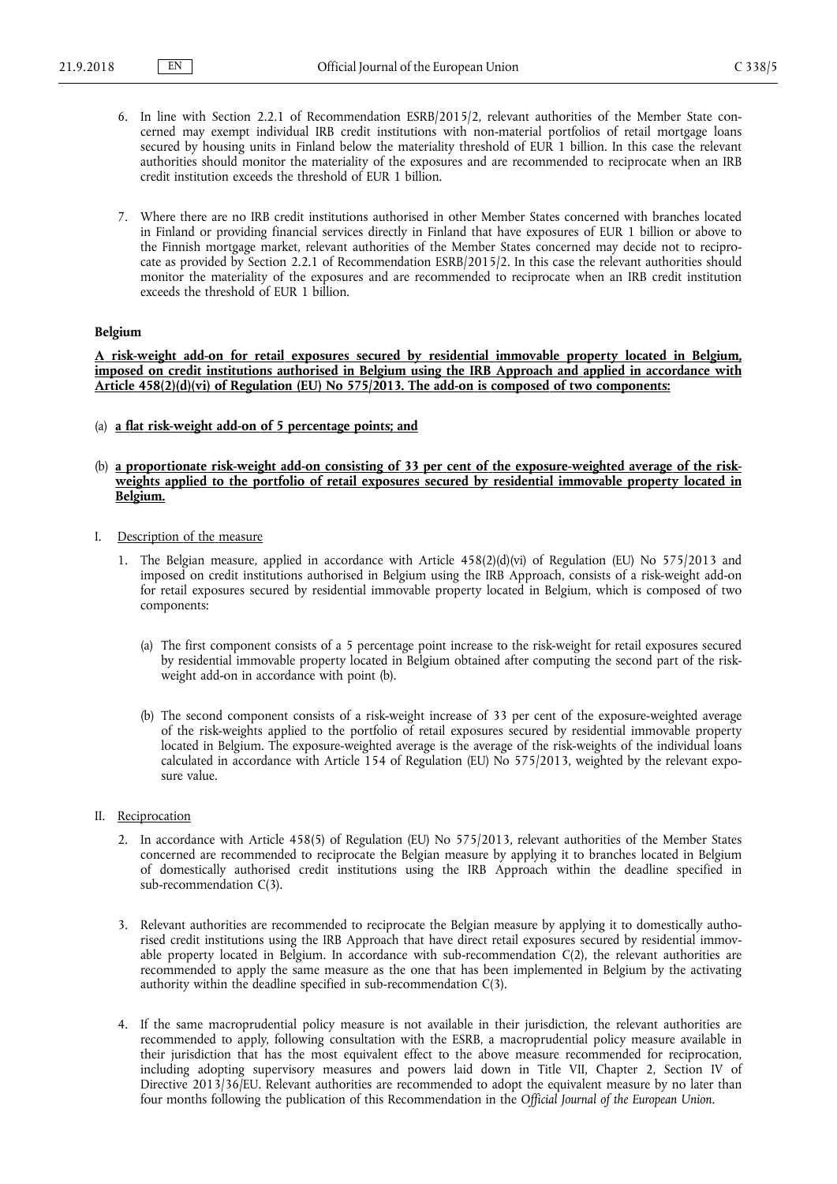6. In line with Section 2.2.1 of Recommendation ESRB/2015/2, relevant authorities of the Member State concerned may exempt individual IRB credit institutions with non-material portfolios of retail mortgage loans secured by housing units in Finland below the materiality threshold of EUR 1 billion. In this case the relevant authorities should monitor the materiality of the exposures and are recommended to reciprocate when an IRB credit institution exceeds the threshold of EUR 1 billion.

7. Where there are no IRB credit institutions authorised in other Member States concerned with branches located in Finland or providing financial services directly in Finland that have exposures of EUR 1 billion or above to the Finnish mortgage market, relevant authorities of the Member States concerned may decide not to reciprocate as provided by Section 2.2.1 of Recommendation ESRB/2015/2. In this case the relevant authorities should monitor the materiality of the exposures and are recommended to reciprocate when an IRB credit institution exceeds the threshold of EUR 1 billion.

**Belgium**

**A risk-weight add-on for retail exposures secured by residential immovable property located in Belgium, imposed on credit institutions authorised in Belgium using the IRB Approach and applied in accordance with Article 458(2)(d)(vi) of Regulation (EU) No 575/2013. The add-on is composed of two components:**

(a) **a flat risk-weight add-on of 5 percentage points; and**

(b) **a proportionate risk-weight add-on consisting of 33 per cent of the exposure-weighted average of the risk-weights applied to the portfolio of retail exposures secured by residential immovable property located in Belgium.**

I. Description of the measure

1. The Belgian measure, applied in accordance with Article 458(2)(d)(vi) of Regulation (EU) No 575/2013 and imposed on credit institutions authorised in Belgium using the IRB Approach, consists of a risk-weight add-on for retail exposures secured by residential immovable property located in Belgium, which is composed of two components:

   (a) The first component consists of a 5 percentage point increase to the risk-weight for retail exposures secured by residential immovable property located in Belgium obtained after computing the second part of the risk-weight add-on in accordance with point (b).

   (b) The second component consists of a risk-weight increase of 33 per cent of the exposure-weighted average of the risk-weights applied to the portfolio of retail exposures secured by residential immovable property located in Belgium. The exposure-weighted average is the average of the risk-weights of the individual loans calculated in accordance with Article 154 of Regulation (EU) No 575/2013, weighted by the relevant exposure value.

II. Reciprocation

2. In accordance with Article 458(5) of Regulation (EU) No 575/2013, relevant authorities of the Member States concerned are recommended to reciprocate the Belgian measure by applying it to branches located in Belgium of domestically authorised credit institutions using the IRB Approach within the deadline specified in sub-recommendation C(3).

3. Relevant authorities are recommended to reciprocate the Belgian measure by applying it to domestically authorised credit institutions using the IRB Approach that have direct retail exposures secured by residential immovable property located in Belgium. In accordance with sub-recommendation C(2), the relevant authorities are recommended to apply the same measure as the one that has been implemented in Belgium by the activating authority within the deadline specified in sub-recommendation C(3).

4. If the same macroprudential policy measure is not available in their jurisdiction, the relevant authorities are recommended to apply, following consultation with the ESRB, a macroprudential policy measure available in their jurisdiction that has the most equivalent effect to the above measure recommended for reciprocation, including adopting supervisory measures and powers laid down in Title VII, Chapter 2, Section IV of Directive 2013/36/EU. Relevant authorities are recommended to adopt the equivalent measure by no later than four months following the publication of this Recommendation in the *Official Journal of the European Union*.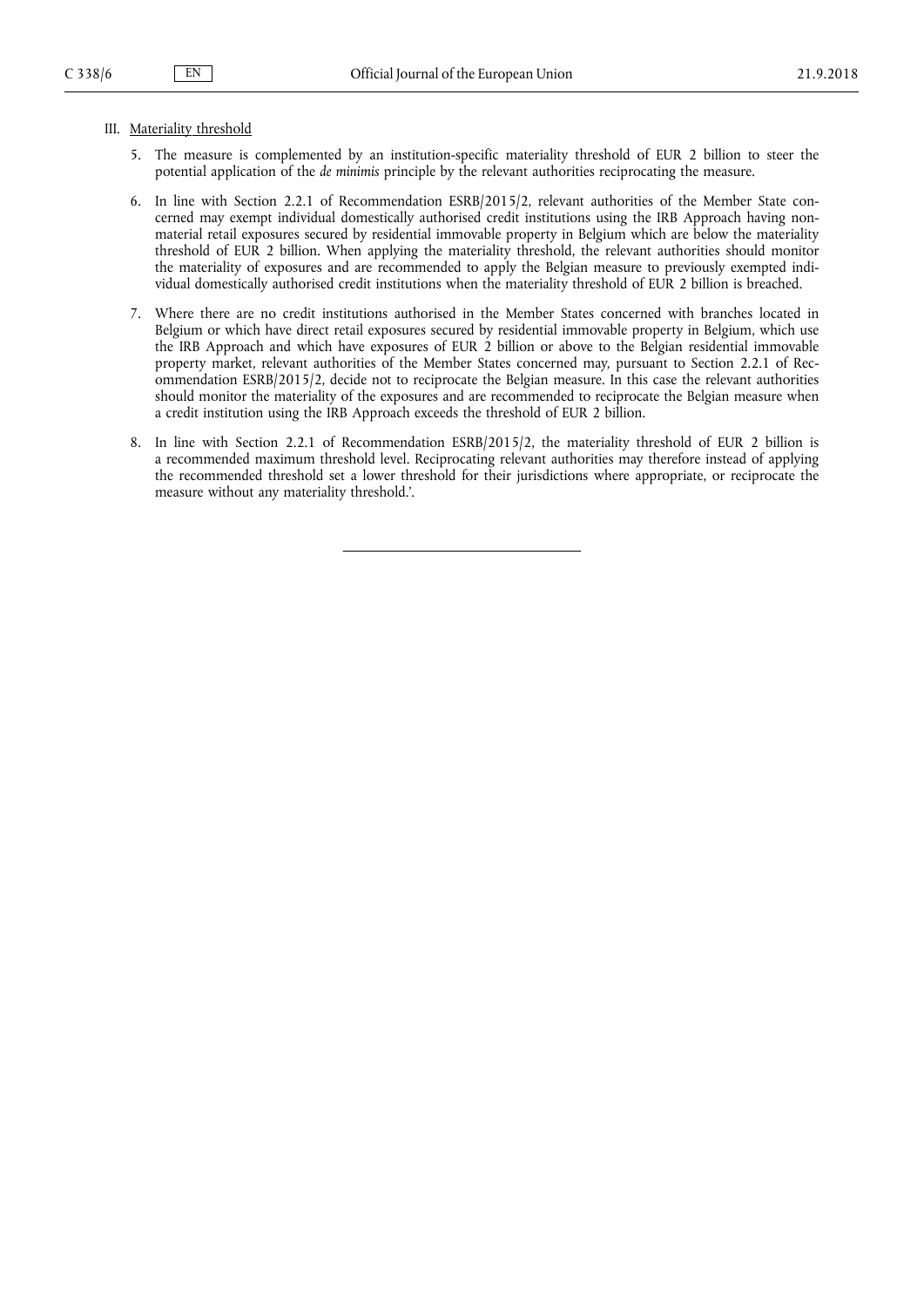III. Materiality threshold

5. The measure is complemented by an institution-specific materiality threshold of EUR 2 billion to steer the potential application of the *de minimis* principle by the relevant authorities reciprocating the measure.

6. In line with Section 2.2.1 of Recommendation ESRB/2015/2, relevant authorities of the Member State concerned may exempt individual domestically authorised credit institutions using the IRB Approach having non-material retail exposures secured by residential immovable property in Belgium which are below the materiality threshold of EUR 2 billion. When applying the materiality threshold, the relevant authorities should monitor the materiality of exposures and are recommended to apply the Belgian measure to previously exempted individual domestically authorised credit institutions when the materiality threshold of EUR 2 billion is breached.

7. Where there are no credit institutions authorised in the Member States concerned with branches located in Belgium or which have direct retail exposures secured by residential immovable property in Belgium, which use the IRB Approach and which have exposures of EUR 2 billion or above to the Belgian residential immovable property market, relevant authorities of the Member States concerned may, pursuant to Section 2.2.1 of Recommendation ESRB/2015/2, decide not to reciprocate the Belgian measure. In this case the relevant authorities should monitor the materiality of the exposures and are recommended to reciprocate the Belgian measure when a credit institution using the IRB Approach exceeds the threshold of EUR 2 billion.

8. In line with Section 2.2.1 of Recommendation ESRB/2015/2, the materiality threshold of EUR 2 billion is a recommended maximum threshold level. Reciprocating relevant authorities may therefore instead of applying the recommended threshold set a lower threshold for their jurisdictions where appropriate, or reciprocate the measure without any materiality threshold.'.